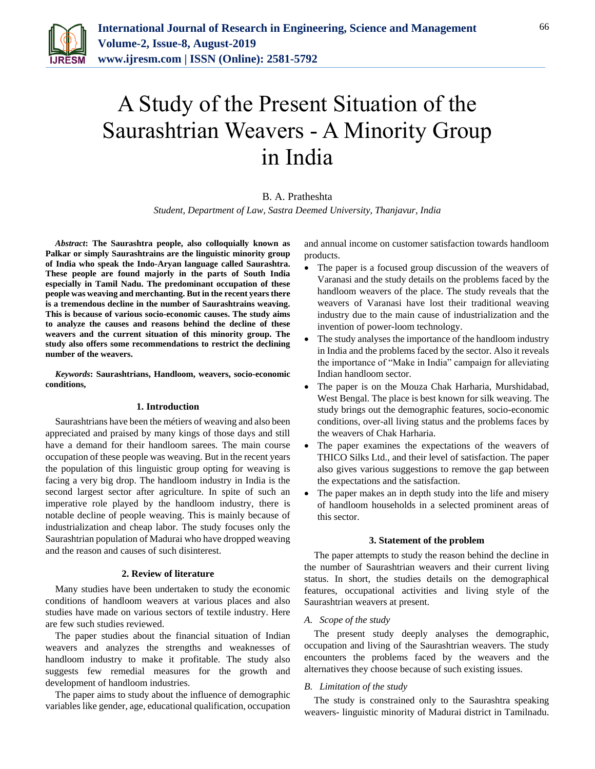# A Study of the Present Situation of the Saurashtrian Weavers - A Minority Group in India

B. A. Pratheshta

*Student, Department of Law, Sastra Deemed University, Thanjavur, India*

***Abstract*: The Saurashtra people, also colloquially known as Palkar or simply Saurashtrains are the linguistic minority group of India who speak the Indo-Aryan language called Saurashtra. These people are found majorly in the parts of South India especially in Tamil Nadu. The predominant occupation of these people was weaving and merchanting. But in the recent years there is a tremendous decline in the number of Saurashtrains weaving. This is because of various socio-economic causes. The study aims to analyze the causes and reasons behind the decline of these weavers and the current situation of this minority group. The study also offers some recommendations to restrict the declining number of the weavers.**

***Keywords*: Saurashtrians, Handloom, weavers, socio-economic conditions,**

## 1. Introduction

Saurashtrians have been the métiers of weaving and also been appreciated and praised by many kings of those days and still have a demand for their handloom sarees. The main course occupation of these people was weaving. But in the recent years the population of this linguistic group opting for weaving is facing a very big drop. The handloom industry in India is the second largest sector after agriculture. In spite of such an imperative role played by the handloom industry, there is notable decline of people weaving. This is mainly because of industrialization and cheap labor. The study focuses only the Saurashtrian population of Madurai who have dropped weaving and the reason and causes of such disinterest.

## 2. Review of literature

Many studies have been undertaken to study the economic conditions of handloom weavers at various places and also studies have made on various sectors of textile industry. Here are few such studies reviewed.

The paper studies about the financial situation of Indian weavers and analyzes the strengths and weaknesses of handloom industry to make it profitable. The study also suggests few remedial measures for the growth and development of handloom industries.

The paper aims to study about the influence of demographic variables like gender, age, educational qualification, occupation and annual income on customer satisfaction towards handloom products.

- The paper is a focused group discussion of the weavers of Varanasi and the study details on the problems faced by the handloom weavers of the place. The study reveals that the weavers of Varanasi have lost their traditional weaving industry due to the main cause of industrialization and the invention of power-loom technology.
- The study analyses the importance of the handloom industry in India and the problems faced by the sector. Also it reveals the importance of "Make in India" campaign for alleviating Indian handloom sector.
- The paper is on the Mouza Chak Harharia, Murshidabad, West Bengal. The place is best known for silk weaving. The study brings out the demographic features, socio-economic conditions, over-all living status and the problems faces by the weavers of Chak Harharia.
- The paper examines the expectations of the weavers of THICO Silks Ltd., and their level of satisfaction. The paper also gives various suggestions to remove the gap between the expectations and the satisfaction.
- The paper makes an in depth study into the life and misery of handloom households in a selected prominent areas of this sector.

## 3. Statement of the problem

The paper attempts to study the reason behind the decline in the number of Saurashtrian weavers and their current living status. In short, the studies details on the demographical features, occupational activities and living style of the Saurashtrian weavers at present.

### A. Scope of the study

The present study deeply analyses the demographic, occupation and living of the Saurashtrian weavers. The study encounters the problems faced by the weavers and the alternatives they choose because of such existing issues.

### B. Limitation of the study

The study is constrained only to the Saurashtra speaking weavers- linguistic minority of Madurai district in Tamilnadu.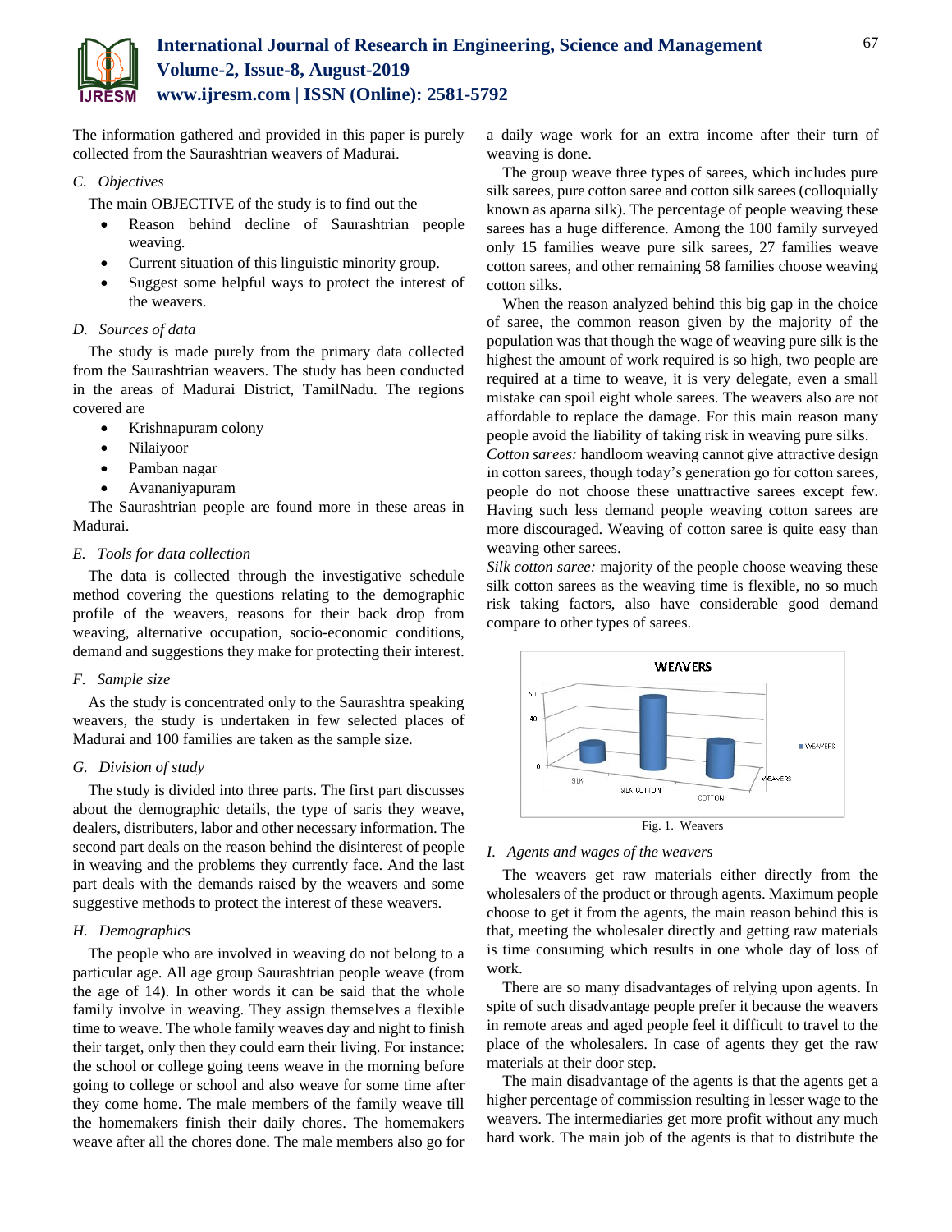The information gathered and provided in this paper is purely collected from the Saurashtrian weavers of Madurai.

### *C. Objectives*

The main OBJECTIVE of the study is to find out the

- Reason behind decline of Saurashtrian people weaving.
- Current situation of this linguistic minority group.
- Suggest some helpful ways to protect the interest of the weavers.

### *D. Sources of data*

The study is made purely from the primary data collected from the Saurashtrian weavers. The study has been conducted in the areas of Madurai District, TamilNadu. The regions covered are

- Krishnapuram colony
- Nilaiyoor
- Pamban nagar
- Avananiyapuram

The Saurashtrian people are found more in these areas in Madurai.

### *E. Tools for data collection*

The data is collected through the investigative schedule method covering the questions relating to the demographic profile of the weavers, reasons for their back drop from weaving, alternative occupation, socio-economic conditions, demand and suggestions they make for protecting their interest.

### *F. Sample size*

As the study is concentrated only to the Saurashtra speaking weavers, the study is undertaken in few selected places of Madurai and 100 families are taken as the sample size.

### *G. Division of study*

The study is divided into three parts. The first part discusses about the demographic details, the type of saris they weave, dealers, distributers, labor and other necessary information. The second part deals on the reason behind the disinterest of people in weaving and the problems they currently face. And the last part deals with the demands raised by the weavers and some suggestive methods to protect the interest of these weavers.

### *H. Demographics*

The people who are involved in weaving do not belong to a particular age. All age group Saurashtrian people weave (from the age of 14). In other words it can be said that the whole family involve in weaving. They assign themselves a flexible time to weave. The whole family weaves day and night to finish their target, only then they could earn their living. For instance: the school or college going teens weave in the morning before going to college or school and also weave for some time after they come home. The male members of the family weave till the homemakers finish their daily chores. The homemakers weave after all the chores done. The male members also go for a daily wage work for an extra income after their turn of weaving is done.

The group weave three types of sarees, which includes pure silk sarees, pure cotton saree and cotton silk sarees (colloquially known as aparna silk). The percentage of people weaving these sarees has a huge difference. Among the 100 family surveyed only 15 families weave pure silk sarees, 27 families weave cotton sarees, and other remaining 58 families choose weaving cotton silks.

When the reason analyzed behind this big gap in the choice of saree, the common reason given by the majority of the population was that though the wage of weaving pure silk is the highest the amount of work required is so high, two people are required at a time to weave, it is very delegate, even a small mistake can spoil eight whole sarees. The weavers also are not affordable to replace the damage. For this main reason many people avoid the liability of taking risk in weaving pure silks.

*Cotton sarees:* handloom weaving cannot give attractive design in cotton sarees, though today's generation go for cotton sarees, people do not choose these unattractive sarees except few. Having such less demand people weaving cotton sarees are more discouraged. Weaving of cotton saree is quite easy than weaving other sarees.

*Silk cotton saree:* majority of the people choose weaving these silk cotton sarees as the weaving time is flexible, no so much risk taking factors, also have considerable good demand compare to other types of sarees.

Fig. 1. Weavers

### *I. Agents and wages of the weavers*

The weavers get raw materials either directly from the wholesalers of the product or through agents. Maximum people choose to get it from the agents, the main reason behind this is that, meeting the wholesaler directly and getting raw materials is time consuming which results in one whole day of loss of work.

There are so many disadvantages of relying upon agents. In spite of such disadvantage people prefer it because the weavers in remote areas and aged people feel it difficult to travel to the place of the wholesalers. In case of agents they get the raw materials at their door step.

The main disadvantage of the agents is that the agents get a higher percentage of commission resulting in lesser wage to the weavers. The intermediaries get more profit without any much hard work. The main job of the agents is that to distribute the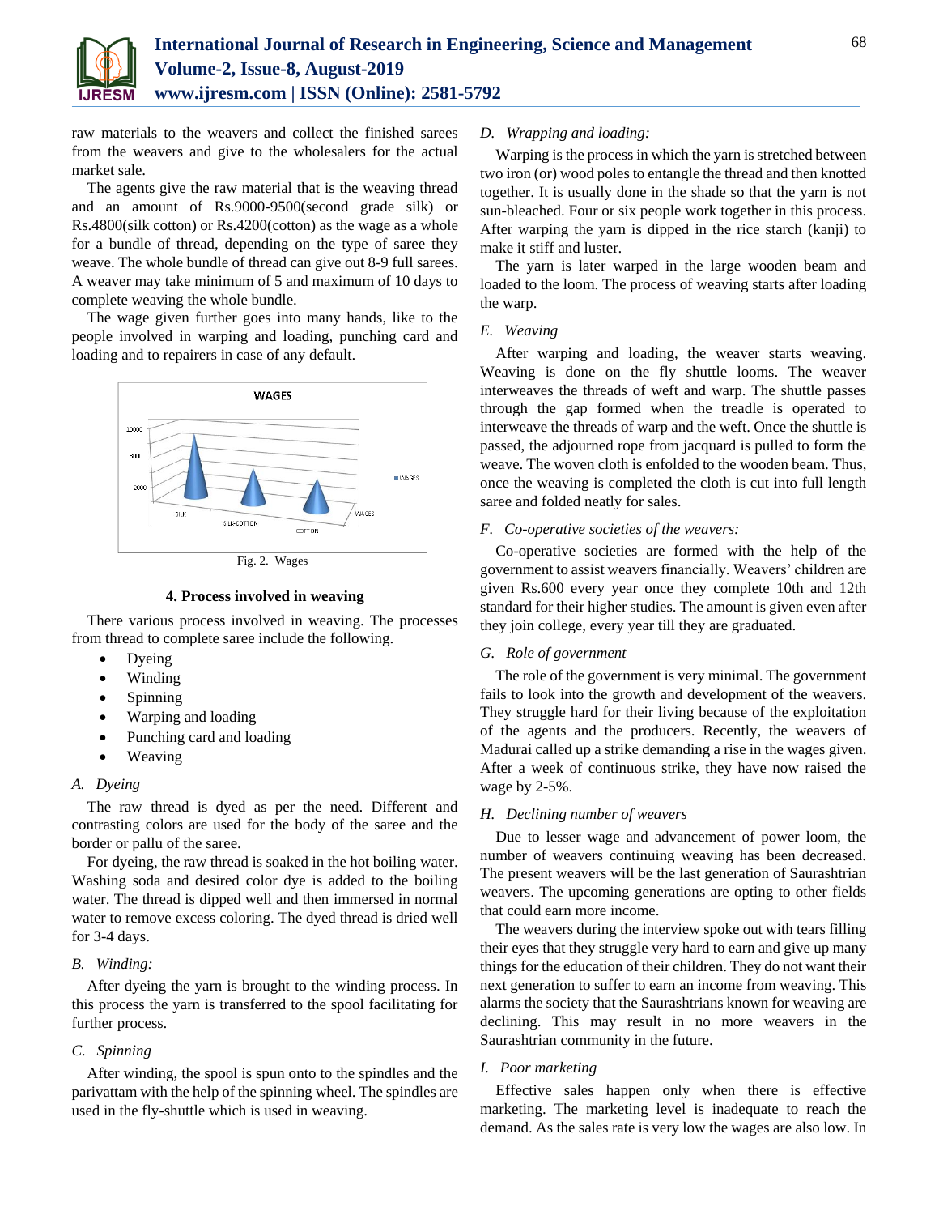raw materials to the weavers and collect the finished sarees from the weavers and give to the wholesalers for the actual market sale.

The agents give the raw material that is the weaving thread and an amount of Rs.9000-9500(second grade silk) or Rs.4800(silk cotton) or Rs.4200(cotton) as the wage as a whole for a bundle of thread, depending on the type of saree they weave. The whole bundle of thread can give out 8-9 full sarees. A weaver may take minimum of 5 and maximum of 10 days to complete weaving the whole bundle.

The wage given further goes into many hands, like to the people involved in warping and loading, punching card and loading and to repairers in case of any default.

Fig. 2. Wages

## 4. Process involved in weaving

There various process involved in weaving. The processes from thread to complete saree include the following.

- Dyeing
- Winding
- Spinning
- Warping and loading
- Punching card and loading
- Weaving

### *A. Dyeing*

The raw thread is dyed as per the need. Different and contrasting colors are used for the body of the saree and the border or pallu of the saree.

For dyeing, the raw thread is soaked in the hot boiling water. Washing soda and desired color dye is added to the boiling water. The thread is dipped well and then immersed in normal water to remove excess coloring. The dyed thread is dried well for 3-4 days.

### *B. Winding:*

After dyeing the yarn is brought to the winding process. In this process the yarn is transferred to the spool facilitating for further process.

### *C. Spinning*

After winding, the spool is spun onto to the spindles and the parivattam with the help of the spinning wheel. The spindles are used in the fly-shuttle which is used in weaving.

### *D. Wrapping and loading:*

Warping is the process in which the yarn is stretched between two iron (or) wood poles to entangle the thread and then knotted together. It is usually done in the shade so that the yarn is not sun-bleached. Four or six people work together in this process. After warping the yarn is dipped in the rice starch (kanji) to make it stiff and luster.

The yarn is later warped in the large wooden beam and loaded to the loom. The process of weaving starts after loading the warp.

### *E. Weaving*

After warping and loading, the weaver starts weaving. Weaving is done on the fly shuttle looms. The weaver interweaves the threads of weft and warp. The shuttle passes through the gap formed when the treadle is operated to interweave the threads of warp and the weft. Once the shuttle is passed, the adjourned rope from jacquard is pulled to form the weave. The woven cloth is enfolded to the wooden beam. Thus, once the weaving is completed the cloth is cut into full length saree and folded neatly for sales.

### *F. Co-operative societies of the weavers:*

Co-operative societies are formed with the help of the government to assist weavers financially. Weavers' children are given Rs.600 every year once they complete 10th and 12th standard for their higher studies. The amount is given even after they join college, every year till they are graduated.

### *G. Role of government*

The role of the government is very minimal. The government fails to look into the growth and development of the weavers. They struggle hard for their living because of the exploitation of the agents and the producers. Recently, the weavers of Madurai called up a strike demanding a rise in the wages given. After a week of continuous strike, they have now raised the wage by 2-5%.

### *H. Declining number of weavers*

Due to lesser wage and advancement of power loom, the number of weavers continuing weaving has been decreased. The present weavers will be the last generation of Saurashtrian weavers. The upcoming generations are opting to other fields that could earn more income.

The weavers during the interview spoke out with tears filling their eyes that they struggle very hard to earn and give up many things for the education of their children. They do not want their next generation to suffer to earn an income from weaving. This alarms the society that the Saurashtrians known for weaving are declining. This may result in no more weavers in the Saurashtrian community in the future.

### *I. Poor marketing*

Effective sales happen only when there is effective marketing. The marketing level is inadequate to reach the demand. As the sales rate is very low the wages are also low. In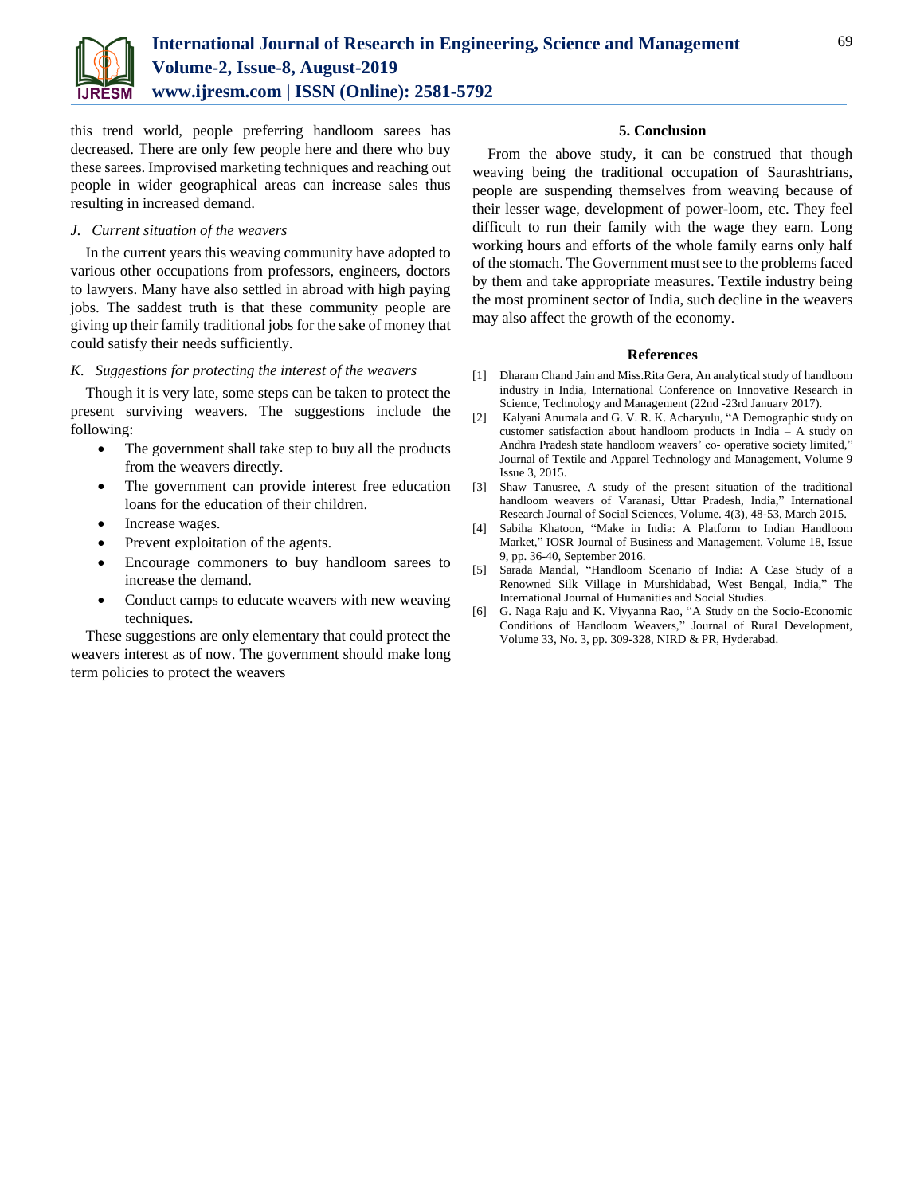this trend world, people preferring handloom sarees has decreased. There are only few people here and there who buy these sarees. Improvised marketing techniques and reaching out people in wider geographical areas can increase sales thus resulting in increased demand.

### *J. Current situation of the weavers*

In the current years this weaving community have adopted to various other occupations from professors, engineers, doctors to lawyers. Many have also settled in abroad with high paying jobs. The saddest truth is that these community people are giving up their family traditional jobs for the sake of money that could satisfy their needs sufficiently.

### *K. Suggestions for protecting the interest of the weavers*

Though it is very late, some steps can be taken to protect the present surviving weavers. The suggestions include the following:

- The government shall take step to buy all the products from the weavers directly.
- The government can provide interest free education loans for the education of their children.
- Increase wages.
- Prevent exploitation of the agents.
- Encourage commoners to buy handloom sarees to increase the demand.
- Conduct camps to educate weavers with new weaving techniques.

These suggestions are only elementary that could protect the weavers interest as of now. The government should make long term policies to protect the weavers

## 5. Conclusion

From the above study, it can be construed that though weaving being the traditional occupation of Saurashtrians, people are suspending themselves from weaving because of their lesser wage, development of power-loom, etc. They feel difficult to run their family with the wage they earn. Long working hours and efforts of the whole family earns only half of the stomach. The Government must see to the problems faced by them and take appropriate measures. Textile industry being the most prominent sector of India, such decline in the weavers may also affect the growth of the economy.

## References

[1] Dharam Chand Jain and Miss.Rita Gera, An analytical study of handloom industry in India, International Conference on Innovative Research in Science, Technology and Management (22nd -23rd January 2017).

[2] Kalyani Anumala and G. V. R. K. Acharyulu, "A Demographic study on customer satisfaction about handloom products in India – A study on Andhra Pradesh state handloom weavers' co- operative society limited," Journal of Textile and Apparel Technology and Management, Volume 9 Issue 3, 2015.

[3] Shaw Tanusree, A study of the present situation of the traditional handloom weavers of Varanasi, Uttar Pradesh, India," International Research Journal of Social Sciences, Volume. 4(3), 48-53, March 2015.

[4] Sabiha Khatoon, "Make in India: A Platform to Indian Handloom Market," IOSR Journal of Business and Management, Volume 18, Issue 9, pp. 36-40, September 2016.

[5] Sarada Mandal, "Handloom Scenario of India: A Case Study of a Renowned Silk Village in Murshidabad, West Bengal, India," The International Journal of Humanities and Social Studies.

[6] G. Naga Raju and K. Viyyanna Rao, "A Study on the Socio-Economic Conditions of Handloom Weavers," Journal of Rural Development, Volume 33, No. 3, pp. 309-328, NIRD & PR, Hyderabad.